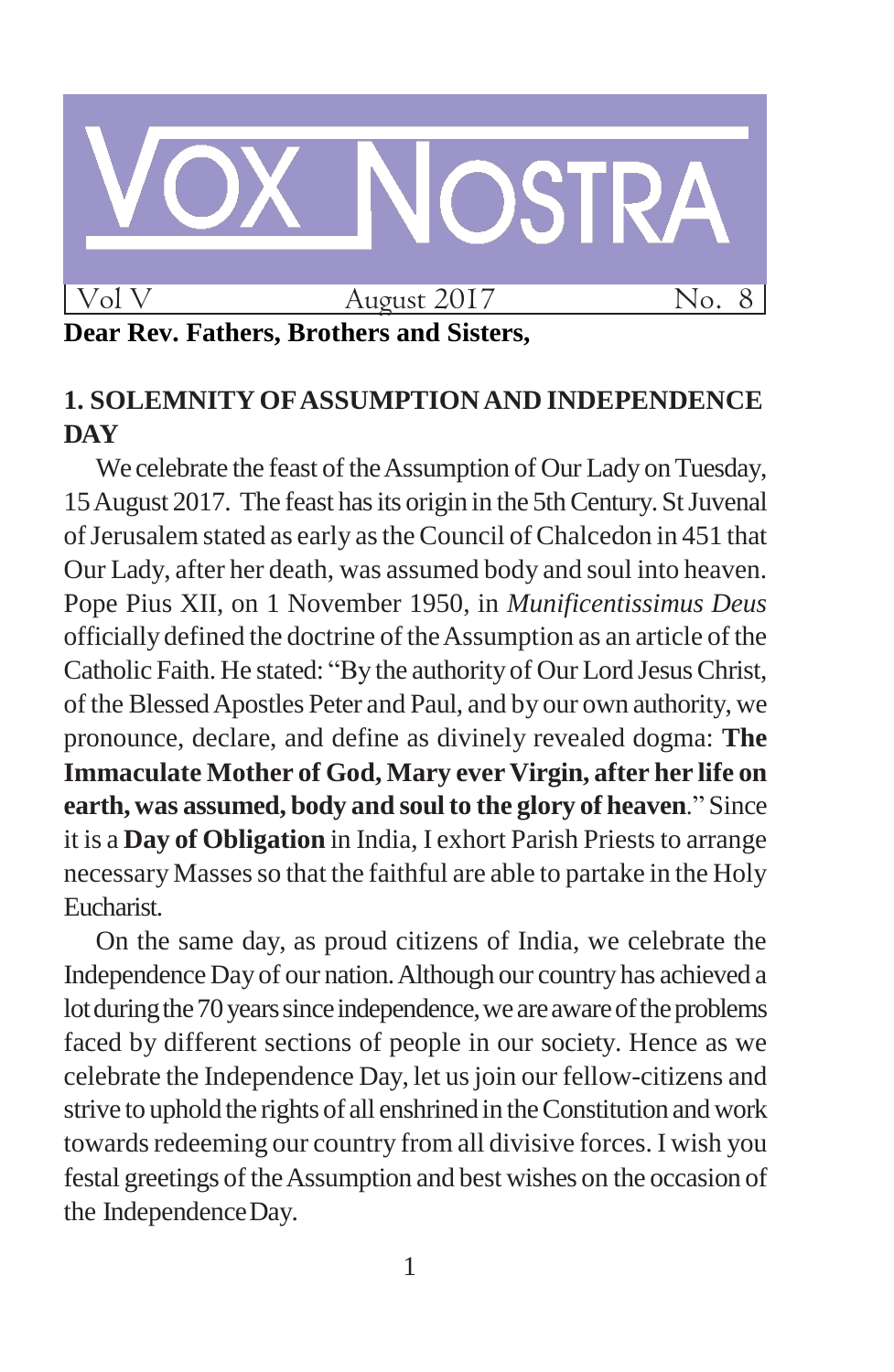# VOX NOSTRA

Vol V | August 2017 | No. 8

**Dear Rev. Fathers, Brothers and Sisters,**

## 1. SOLEMNITY OF ASSUMPTION AND INDEPENDENCE DAY

We celebrate the feast of the Assumption of Our Lady on Tuesday, 15 August 2017. The feast has its origin in the 5th Century. St Juvenal of Jerusalem stated as early as the Council of Chalcedon in 451 that Our Lady, after her death, was assumed body and soul into heaven. Pope Pius XII, on 1 November 1950, in *Munificentissimus Deus* officially defined the doctrine of the Assumption as an article of the Catholic Faith. He stated: "By the authority of Our Lord Jesus Christ, of the Blessed Apostles Peter and Paul, and by our own authority, we pronounce, declare, and define as divinely revealed dogma: **The Immaculate Mother of God, Mary ever Virgin, after her life on earth, was assumed, body and soul to the glory of heaven**." Since it is a **Day of Obligation** in India, I exhort Parish Priests to arrange necessary Masses so that the faithful are able to partake in the Holy Eucharist.

On the same day, as proud citizens of India, we celebrate the Independence Day of our nation. Although our country has achieved a lot during the 70 years since independence, we are aware of the problems faced by different sections of people in our society. Hence as we celebrate the Independence Day, let us join our fellow-citizens and strive to uphold the rights of all enshrined in the Constitution and work towards redeeming our country from all divisive forces. I wish you festal greetings of the Assumption and best wishes on the occasion of the Independence Day.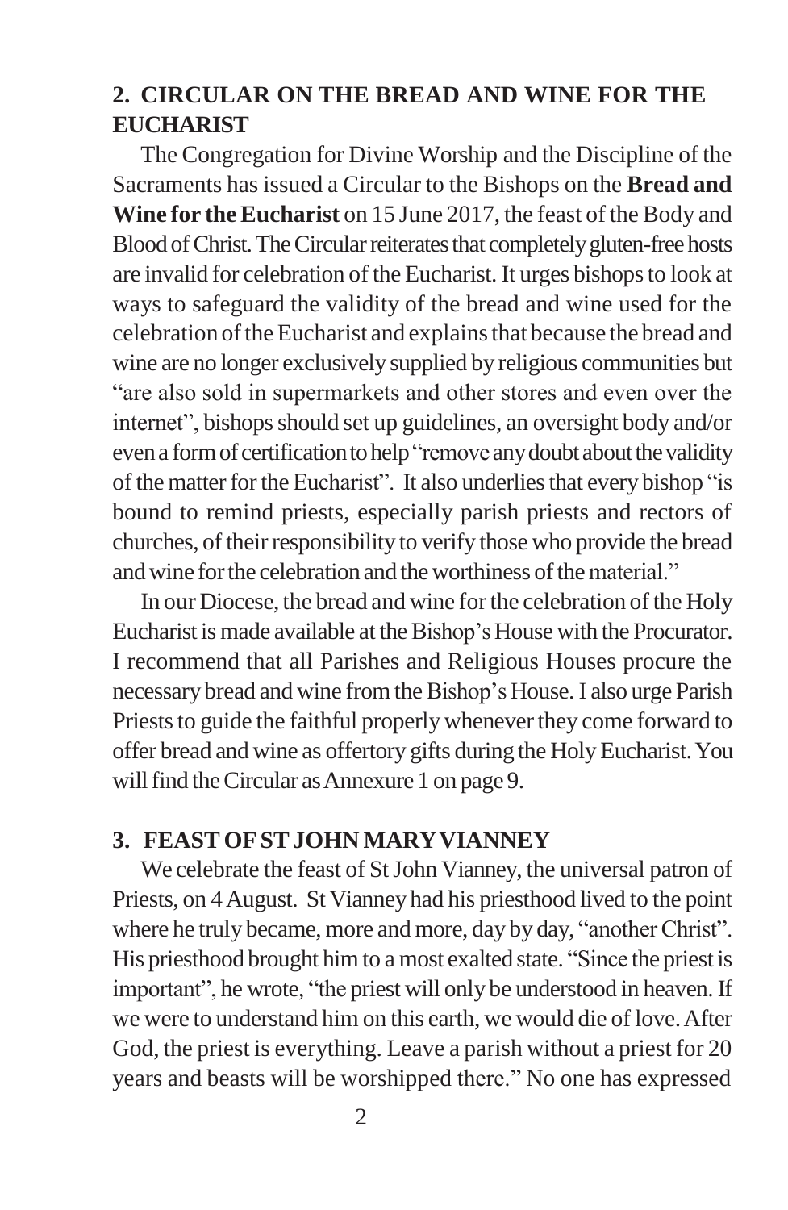## 2. CIRCULAR ON THE BREAD AND WINE FOR THE EUCHARIST

The Congregation for Divine Worship and the Discipline of the Sacraments has issued a Circular to the Bishops on the **Bread and Wine for the Eucharist** on 15 June 2017, the feast of the Body and Blood of Christ. The Circular reiterates that completely gluten-free hosts are invalid for celebration of the Eucharist. It urges bishops to look at ways to safeguard the validity of the bread and wine used for the celebration of the Eucharist and explains that because the bread and wine are no longer exclusively supplied by religious communities but "are also sold in supermarkets and other stores and even over the internet", bishops should set up guidelines, an oversight body and/or even a form of certification to help "remove any doubt about the validity of the matter for the Eucharist". It also underlies that every bishop "is bound to remind priests, especially parish priests and rectors of churches, of their responsibility to verify those who provide the bread and wine for the celebration and the worthiness of the material."

In our Diocese, the bread and wine for the celebration of the Holy Eucharist is made available at the Bishop's House with the Procurator. I recommend that all Parishes and Religious Houses procure the necessary bread and wine from the Bishop's House. I also urge Parish Priests to guide the faithful properly whenever they come forward to offer bread and wine as offertory gifts during the Holy Eucharist. You will find the Circular as Annexure 1 on page 9.

## 3. FEAST OF ST JOHN MARY VIANNEY

We celebrate the feast of St John Vianney, the universal patron of Priests, on 4 August. St Vianney had his priesthood lived to the point where he truly became, more and more, day by day, "another Christ". His priesthood brought him to a most exalted state. "Since the priest is important", he wrote, "the priest will only be understood in heaven. If we were to understand him on this earth, we would die of love. After God, the priest is everything. Leave a parish without a priest for 20 years and beasts will be worshipped there." No one has expressed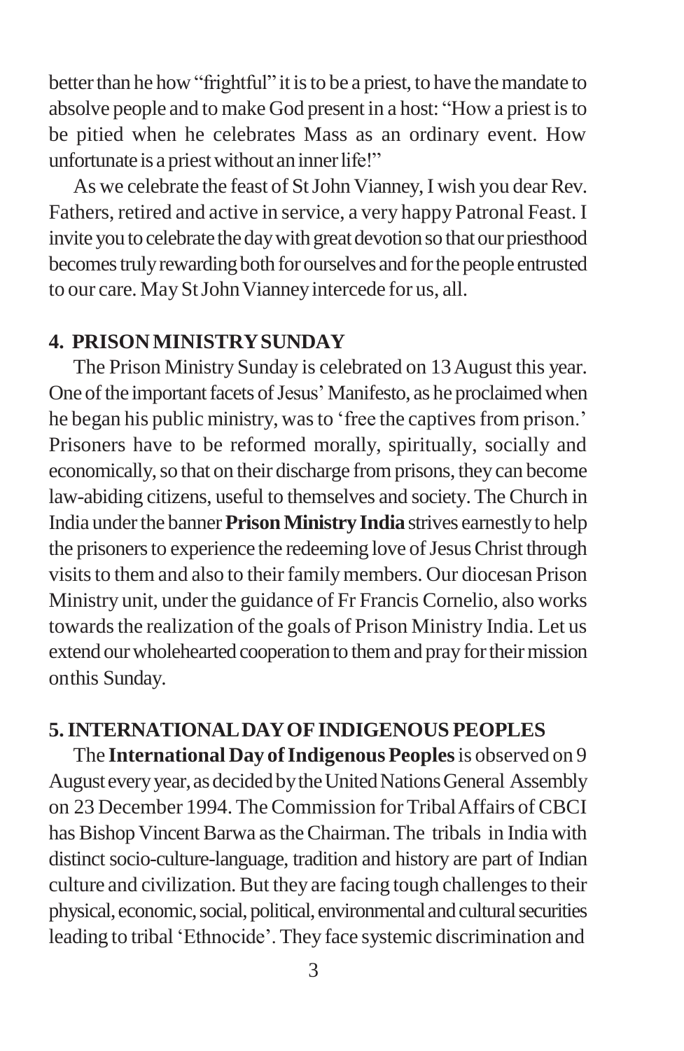better than he how "frightful" it is to be a priest, to have the mandate to absolve people and to make God present in a host: "How a priest is to be pitied when he celebrates Mass as an ordinary event. How unfortunate is a priest without an inner life!"

As we celebrate the feast of St John Vianney, I wish you dear Rev. Fathers, retired and active in service, a very happy Patronal Feast. I invite you to celebrate the day with great devotion so that our priesthood becomes truly rewarding both for ourselves and for the people entrusted to our care. May St John Vianney intercede for us, all.

## 4. PRISON MINISTRY SUNDAY

The Prison Ministry Sunday is celebrated on 13 August this year. One of the important facets of Jesus' Manifesto, as he proclaimed when he began his public ministry, was to 'free the captives from prison.' Prisoners have to be reformed morally, spiritually, socially and economically, so that on their discharge from prisons, they can become law-abiding citizens, useful to themselves and society. The Church in India under the banner **Prison Ministry India** strives earnestly to help the prisoners to experience the redeeming love of Jesus Christ through visits to them and also to their family members. Our diocesan Prison Ministry unit, under the guidance of Fr Francis Cornelio, also works towards the realization of the goals of Prison Ministry India. Let us extend our wholehearted cooperation to them and pray for their mission onthis Sunday.

## 5. INTERNATIONAL DAY OF INDIGENOUS PEOPLES

The **International Day of Indigenous Peoples** is observed on 9 August every year, as decided by the United Nations General Assembly on 23 December 1994. The Commission for Tribal Affairs of CBCI has Bishop Vincent Barwa as the Chairman. The tribals in India with distinct socio-culture-language, tradition and history are part of Indian culture and civilization. But they are facing tough challenges to their physical, economic, social, political, environmental and cultural securities leading to tribal 'Ethnocide'. They face systemic discrimination and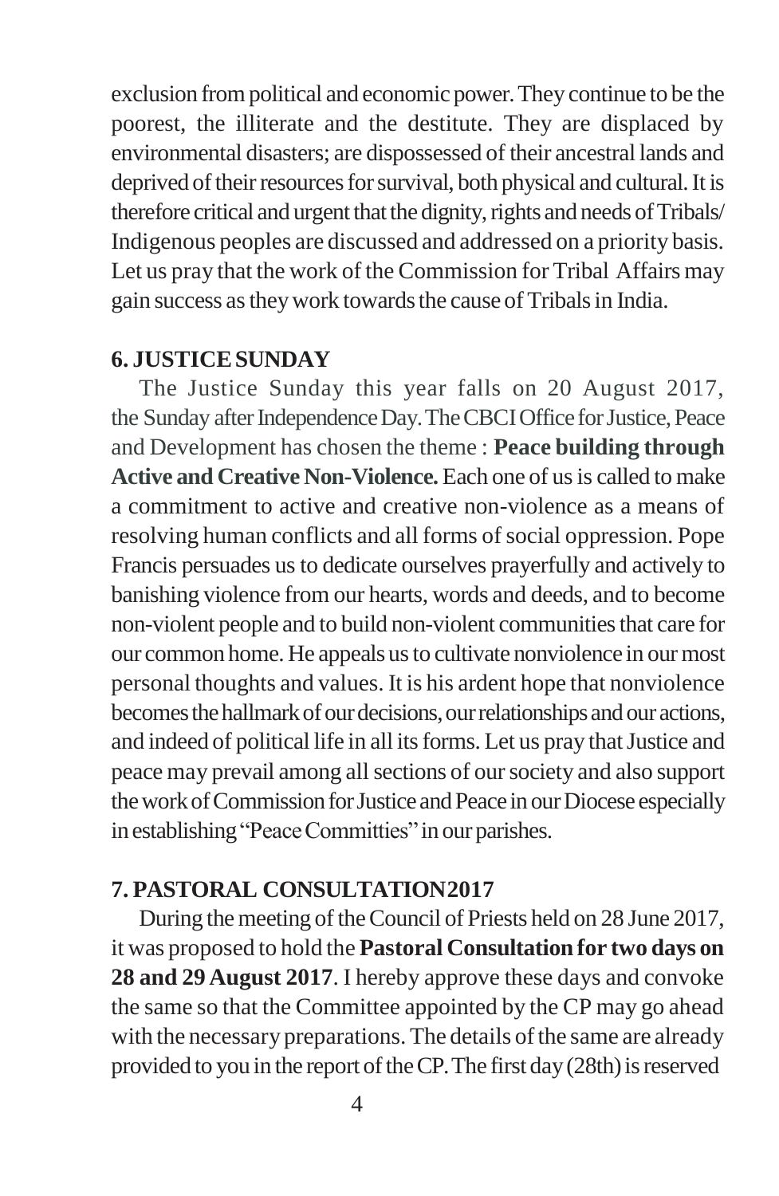exclusion from political and economic power. They continue to be the poorest, the illiterate and the destitute. They are displaced by environmental disasters; are dispossessed of their ancestral lands and deprived of their resources for survival, both physical and cultural. It is therefore critical and urgent that the dignity, rights and needs of Tribals/ Indigenous peoples are discussed and addressed on a priority basis. Let us pray that the work of the Commission for Tribal Affairs may gain success as they work towards the cause of Tribals in India.

## 6. JUSTICE SUNDAY

The Justice Sunday this year falls on 20 August 2017, the Sunday after Independence Day. The CBCI Office for Justice, Peace and Development has chosen the theme : **Peace building through Active and Creative Non-Violence.** Each one of us is called to make a commitment to active and creative non-violence as a means of resolving human conflicts and all forms of social oppression. Pope Francis persuades us to dedicate ourselves prayerfully and actively to banishing violence from our hearts, words and deeds, and to become non-violent people and to build non-violent communities that care for our common home. He appeals us to cultivate nonviolence in our most personal thoughts and values. It is his ardent hope that nonviolence becomes the hallmark of our decisions, our relationships and our actions, and indeed of political life in all its forms. Let us pray that Justice and peace may prevail among all sections of our society and also support the work of Commission for Justice and Peace in our Diocese especially in establishing "Peace Committies" in our parishes.

## 7. PASTORAL CONSULTATION2017

During the meeting of the Council of Priests held on 28 June 2017, it was proposed to hold the **Pastoral Consultation for two days on 28 and 29 August 2017**. I hereby approve these days and convoke the same so that the Committee appointed by the CP may go ahead with the necessary preparations. The details of the same are already provided to you in the report of the CP. The first day (28th) is reserved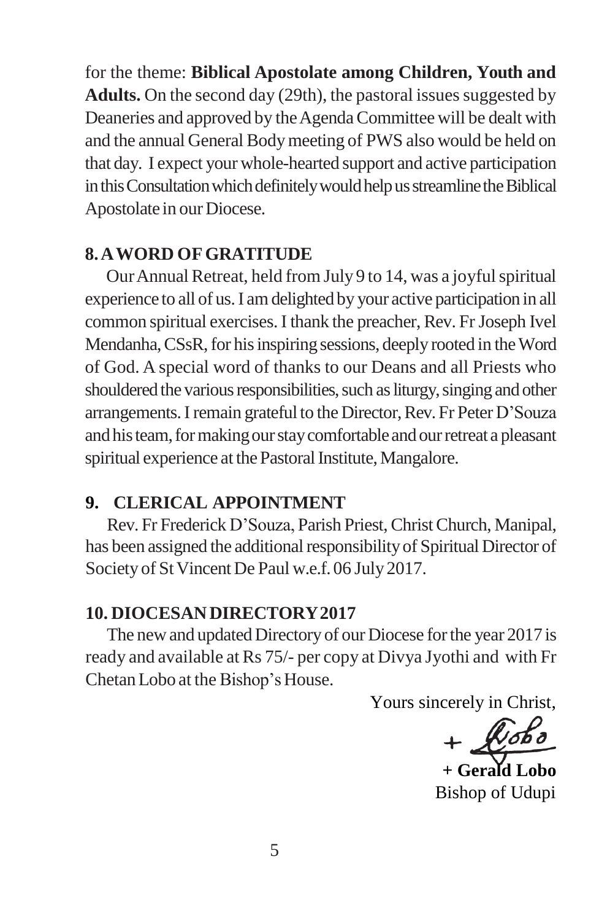for the theme: **Biblical Apostolate among Children, Youth and Adults.** On the second day (29th), the pastoral issues suggested by Deaneries and approved by the Agenda Committee will be dealt with and the annual General Body meeting of PWS also would be held on that day. I expect your whole-hearted support and active participation in this Consultation which definitely would help us streamline the Biblical Apostolate in our Diocese.

## 8. A WORD OF GRATITUDE

Our Annual Retreat, held from July 9 to 14, was a joyful spiritual experience to all of us. I am delighted by your active participation in all common spiritual exercises. I thank the preacher, Rev. Fr Joseph Ivel Mendanha, CSsR, for his inspiring sessions, deeply rooted in the Word of God. A special word of thanks to our Deans and all Priests who shouldered the various responsibilities, such as liturgy, singing and other arrangements. I remain grateful to the Director, Rev. Fr Peter D'Souza and his team, for making our stay comfortable and our retreat a pleasant spiritual experience at the Pastoral Institute, Mangalore.

## 9. CLERICAL APPOINTMENT

Rev. Fr Frederick D'Souza, Parish Priest, Christ Church, Manipal, has been assigned the additional responsibility of Spiritual Director of Society of St Vincent De Paul w.e.f. 06 July 2017.

## 10. DIOCESAN DIRECTORY 2017

The new and updated Directory of our Diocese for the year 2017 is ready and available at Rs 75/- per copy at Divya Jyothi and with Fr Chetan Lobo at the Bishop's House.

Yours sincerely in Christ,

+ Lobo

**+ Gerald Lobo**
Bishop of Udupi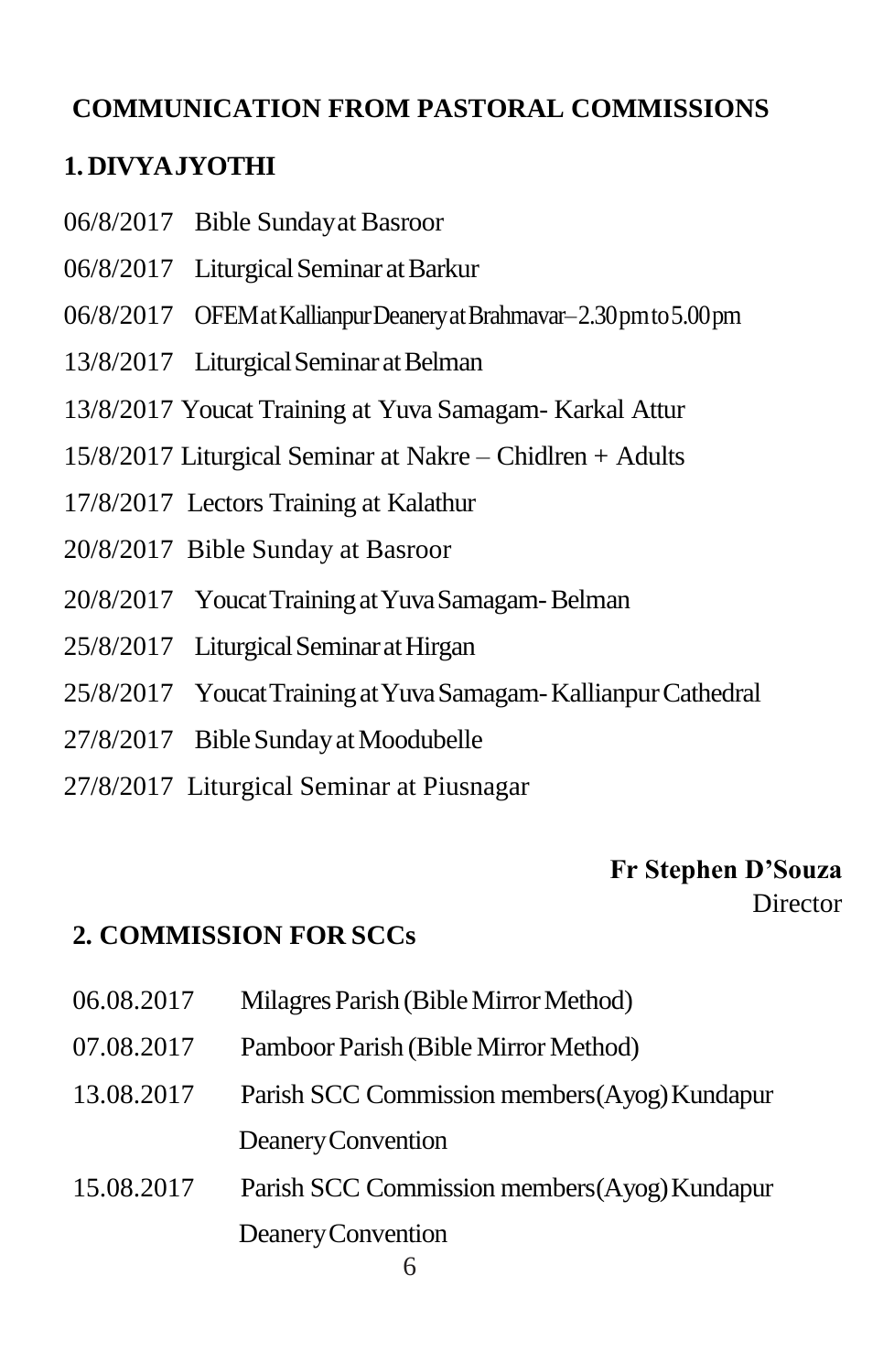## COMMUNICATION FROM PASTORAL COMMISSIONS

### 1. DIVYAJYOTHI

06/8/2017 Bible Sunday at Basroor

06/8/2017 Liturgical Seminar at Barkur

06/8/2017 OFEM at Kallianpur Deanery at Brahmavar – 2.30 pm to 5.00 pm

13/8/2017 Liturgical Seminar at Belman

13/8/2017 Youcat Training at Yuva Samagam- Karkal Attur

15/8/2017 Liturgical Seminar at Nakre – Chidlren + Adults

17/8/2017 Lectors Training at Kalathur

20/8/2017 Bible Sunday at Basroor

20/8/2017 Youcat Training at Yuva Samagam- Belman

25/8/2017 Liturgical Seminar at Hirgan

25/8/2017 Youcat Training at Yuva Samagam- Kallianpur Cathedral

27/8/2017 Bible Sunday at Moodubelle

27/8/2017 Liturgical Seminar at Piusnagar

**Fr Stephen D'Souza**
Director

### 2. COMMISSION FOR SCCs

06.08.2017 Milagres Parish (Bible Mirror Method)

07.08.2017 Pamboor Parish (Bible Mirror Method)

13.08.2017 Parish SCC Commission members(Ayog) Kundapur Deanery Convention

15.08.2017 Parish SCC Commission members(Ayog) Kundapur Deanery Convention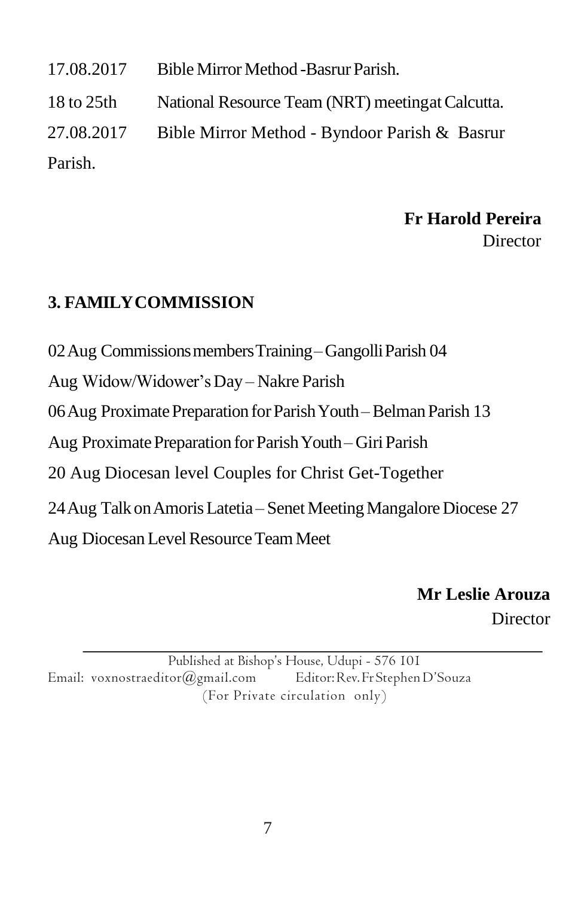17.08.2017 Bible Mirror Method -Basrur Parish.

18 to 25th National Resource Team (NRT) meeting at Calcutta.

27.08.2017 Bible Mirror Method - Byndoor Parish & Basrur Parish.

**Fr Harold Pereira**
Director

### 3. FAMILY COMMISSION

02 Aug Commissions members Training – Gangolli Parish

04 Aug Widow/Widower's Day – Nakre Parish

06 Aug Proximate Preparation for Parish Youth – Belman Parish

13 Aug Proximate Preparation for Parish Youth – Giri Parish

20 Aug Diocesan level Couples for Christ Get-Together

24 Aug Talk on Amoris Latetia – Senet Meeting Mangalore Diocese

27 Aug Diocesan Level Resource Team Meet

**Mr Leslie Arouza**
Director

---

Published at Bishop's House, Udupi - 576 101
Email: voxnostraeditor@gmail.com Editor: Rev. Fr Stephen D'Souza
(For Private circulation only)